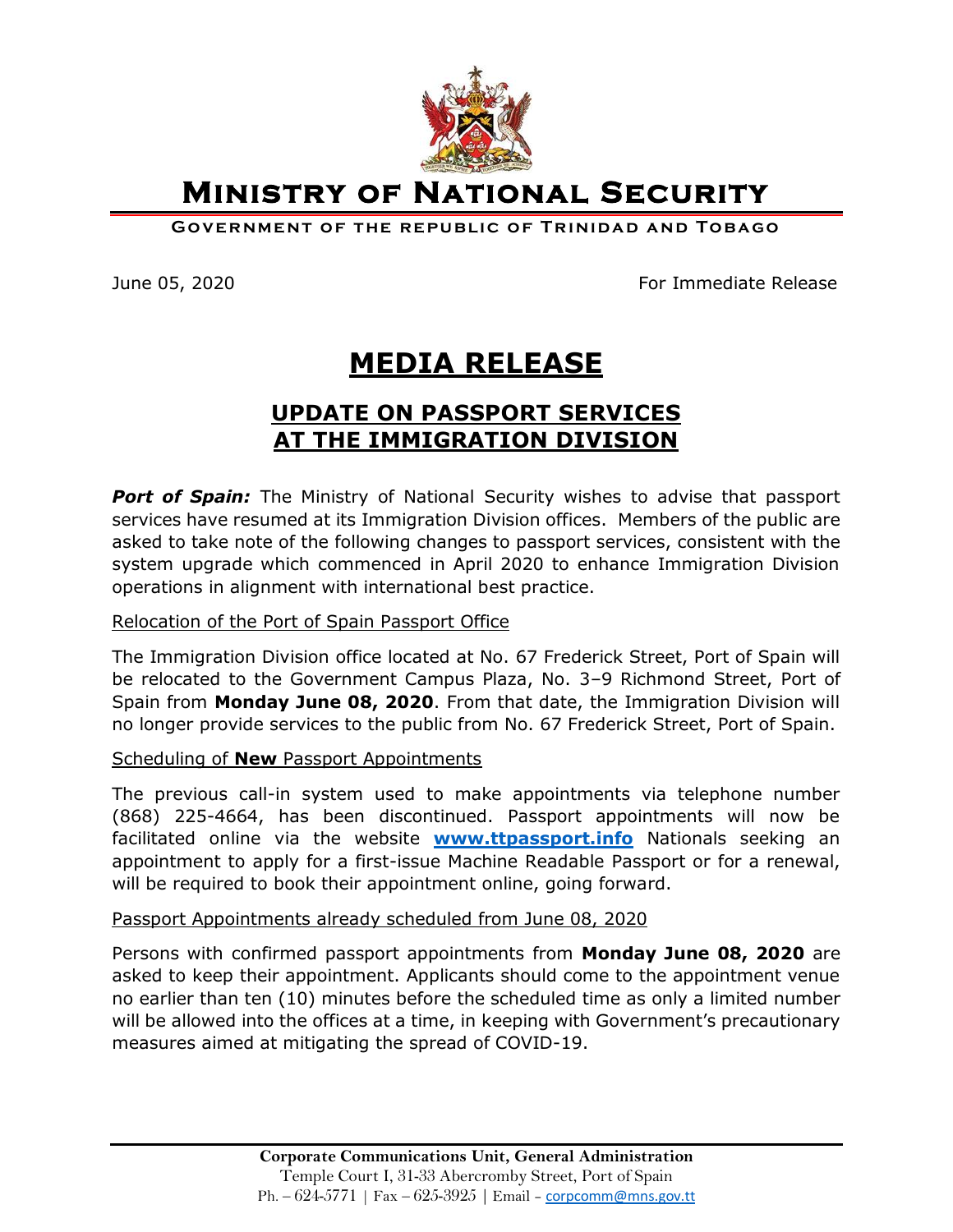# Ministry of National Security

**Government of the republic of Trinidad and Tobago**

June 05, 2020 For Immediate Release

# MEDIA RELEASE

## UPDATE ON PASSPORT SERVICES AT THE IMMIGRATION DIVISION

***Port of Spain:*** The Ministry of National Security wishes to advise that passport services have resumed at its Immigration Division offices. Members of the public are asked to take note of the following changes to passport services, consistent with the system upgrade which commenced in April 2020 to enhance Immigration Division operations in alignment with international best practice.

Relocation of the Port of Spain Passport Office

The Immigration Division office located at No. 67 Frederick Street, Port of Spain will be relocated to the Government Campus Plaza, No. 3–9 Richmond Street, Port of Spain from **Monday June 08, 2020**. From that date, the Immigration Division will no longer provide services to the public from No. 67 Frederick Street, Port of Spain.

Scheduling of **New** Passport Appointments

The previous call-in system used to make appointments via telephone number (868) 225-4664, has been discontinued. Passport appointments will now be facilitated online via the website **www.ttpassport.info** Nationals seeking an appointment to apply for a first-issue Machine Readable Passport or for a renewal, will be required to book their appointment online, going forward.

Passport Appointments already scheduled from June 08, 2020

Persons with confirmed passport appointments from **Monday June 08, 2020** are asked to keep their appointment. Applicants should come to the appointment venue no earlier than ten (10) minutes before the scheduled time as only a limited number will be allowed into the offices at a time, in keeping with Government's precautionary measures aimed at mitigating the spread of COVID-19.

**Corporate Communications Unit, General Administration**
Temple Court I, 31-33 Abercromby Street, Port of Spain
Ph. – 624-5771 | Fax – 625-3925 | Email – corpcomm@mns.gov.tt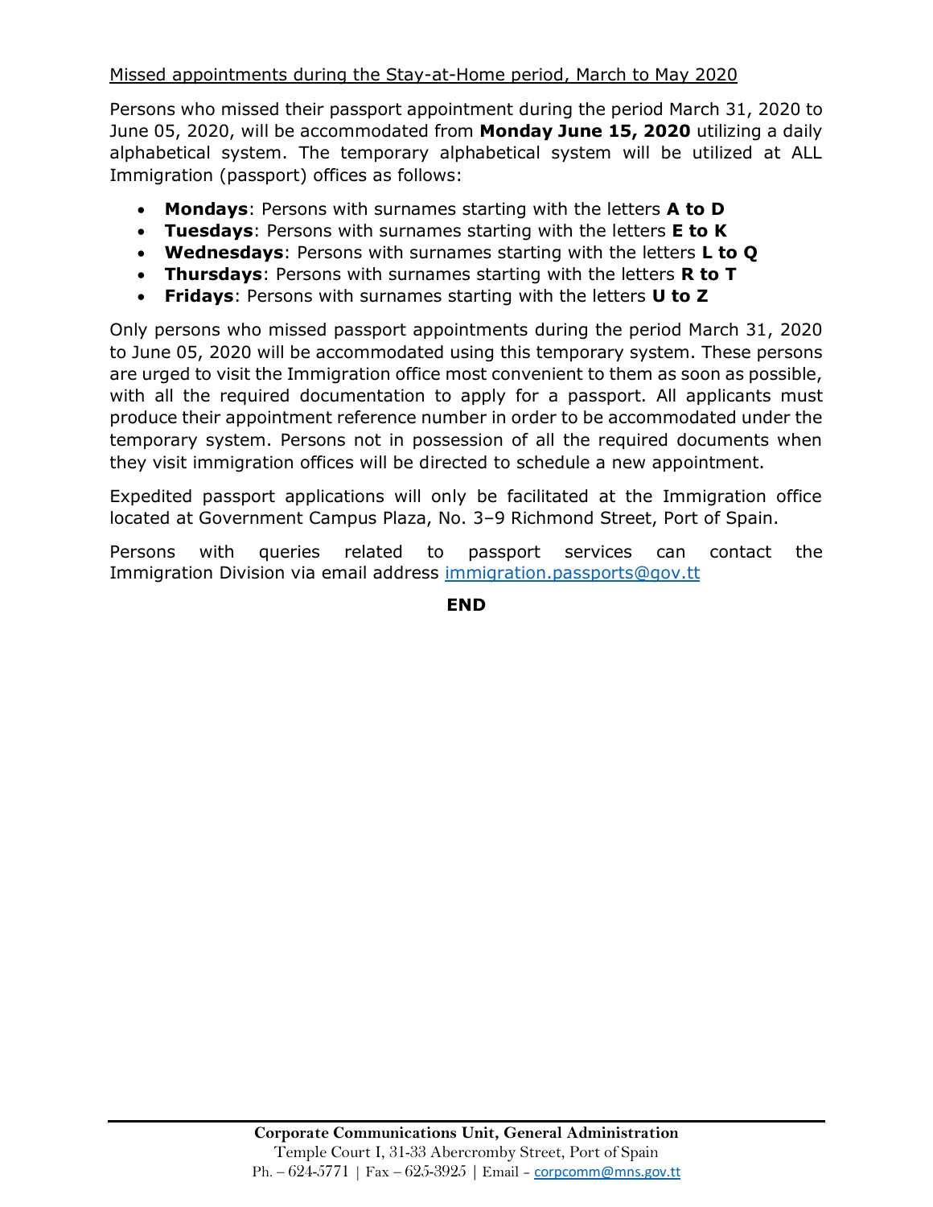Missed appointments during the Stay-at-Home period, March to May 2020

Persons who missed their passport appointment during the period March 31, 2020 to June 05, 2020, will be accommodated from **Monday June 15, 2020** utilizing a daily alphabetical system. The temporary alphabetical system will be utilized at ALL Immigration (passport) offices as follows:

- **Mondays**: Persons with surnames starting with the letters **A to D**
- **Tuesdays**: Persons with surnames starting with the letters **E to K**
- **Wednesdays**: Persons with surnames starting with the letters **L to Q**
- **Thursdays**: Persons with surnames starting with the letters **R to T**
- **Fridays**: Persons with surnames starting with the letters **U to Z**

Only persons who missed passport appointments during the period March 31, 2020 to June 05, 2020 will be accommodated using this temporary system. These persons are urged to visit the Immigration office most convenient to them as soon as possible, with all the required documentation to apply for a passport. All applicants must produce their appointment reference number in order to be accommodated under the temporary system. Persons not in possession of all the required documents when they visit immigration offices will be directed to schedule a new appointment.

Expedited passport applications will only be facilitated at the Immigration office located at Government Campus Plaza, No. 3–9 Richmond Street, Port of Spain.

Persons with queries related to passport services can contact the Immigration Division via email address immigration.passports@gov.tt

**END**

**Corporate Communications Unit, General Administration**
Temple Court I, 31-33 Abercromby Street, Port of Spain
Ph. – 624-5771 | Fax – 625-3925 | Email – corpcomm@mns.gov.tt